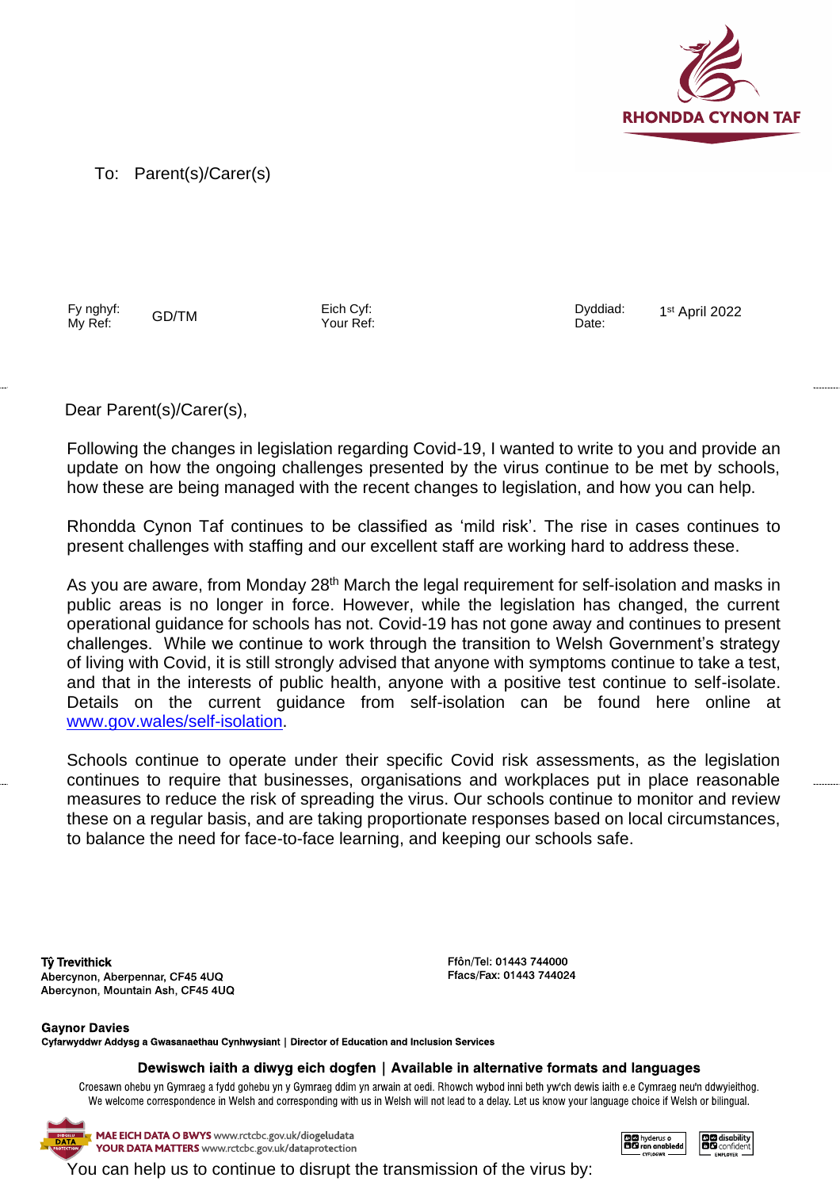RHONDDA CYNON TAF

To: Parent(s)/Carer(s)

| Fy nghyf: My Ref: | GD/TM | Eich Cyf: Your Ref: | | Dyddiad: Date: | 1st April 2022 |
|---|---|---|---|---|---|

Dear Parent(s)/Carer(s),

Following the changes in legislation regarding Covid-19, I wanted to write to you and provide an update on how the ongoing challenges presented by the virus continue to be met by schools, how these are being managed with the recent changes to legislation, and how you can help.

Rhondda Cynon Taf continues to be classified as 'mild risk'. The rise in cases continues to present challenges with staffing and our excellent staff are working hard to address these.

As you are aware, from Monday 28th March the legal requirement for self-isolation and masks in public areas is no longer in force. However, while the legislation has changed, the current operational guidance for schools has not. Covid-19 has not gone away and continues to present challenges. While we continue to work through the transition to Welsh Government's strategy of living with Covid, it is still strongly advised that anyone with symptoms continue to take a test, and that in the interests of public health, anyone with a positive test continue to self-isolate. Details on the current guidance from self-isolation can be found here online at www.gov.wales/self-isolation.

Schools continue to operate under their specific Covid risk assessments, as the legislation continues to require that businesses, organisations and workplaces put in place reasonable measures to reduce the risk of spreading the virus. Our schools continue to monitor and review these on a regular basis, and are taking proportionate responses based on local circumstances, to balance the need for face-to-face learning, and keeping our schools safe.

**Tŷ Trevithick**
Abercynon, Aberpennar, CF45 4UQ
Abercynon, Mountain Ash, CF45 4UQ

Ffôn/Tel: 01443 744000
Ffacs/Fax: 01443 744024

**Gaynor Davies**
Cyfarwyddwr Addysg a Gwasanaethau Cynhwysiant | Director of Education and Inclusion Services

**Dewiswch iaith a diwyg eich dogfen | Available in alternative formats and languages**

Croesawn ohebu yn Gymraeg a fydd gohebu yn y Gymraeg ddim yn arwain at oedi. Rhowch wybod inni beth yw'ch dewis iaith e.e Cymraeg neu'n ddwyieithog.
We welcome correspondence in Welsh and corresponding with us in Welsh will not lead to a delay. Let us know your language choice if Welsh or bilingual.

**MAE EICH DATA O BWYS** www.rctcbc.gov.uk/diogeludata
**YOUR DATA MATTERS** www.rctcbc.gov.uk/dataprotection

You can help us to continue to disrupt the transmission of the virus by: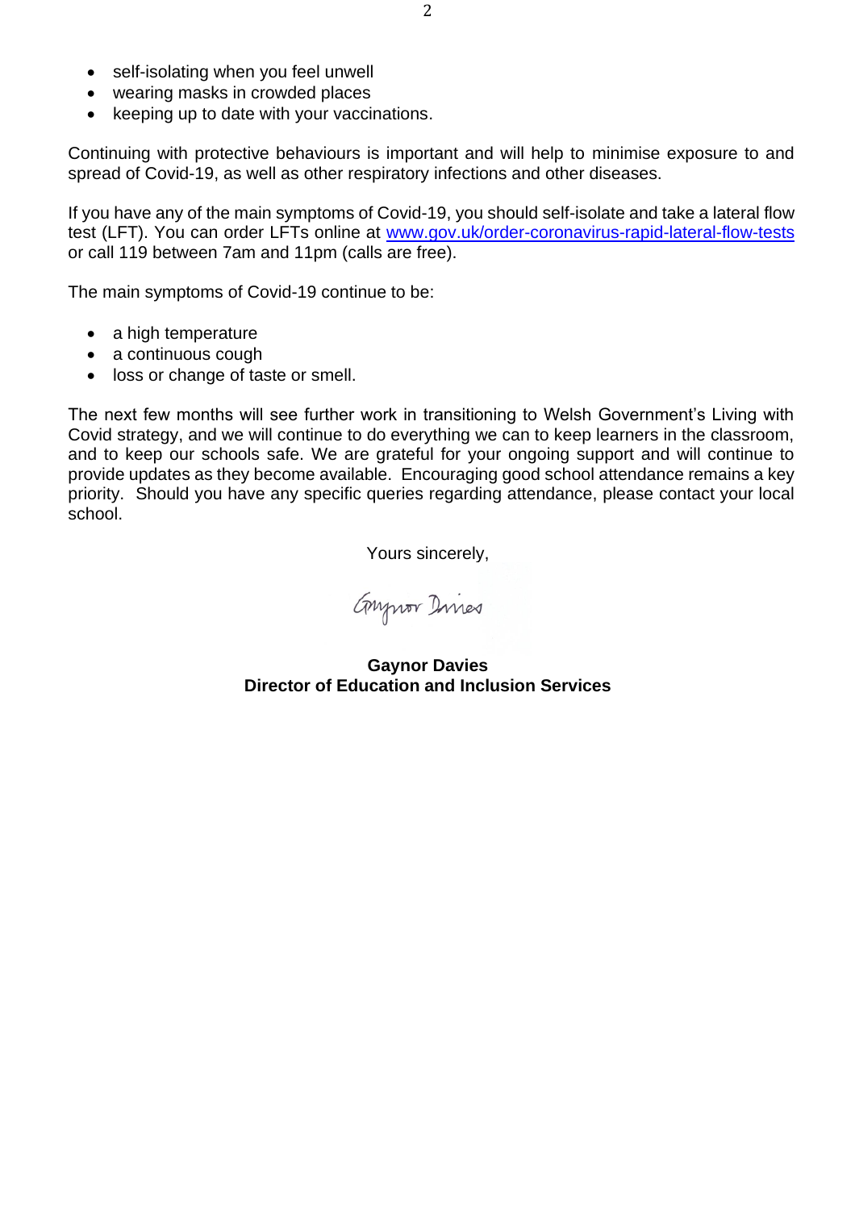- self-isolating when you feel unwell
- wearing masks in crowded places
- keeping up to date with your vaccinations.

Continuing with protective behaviours is important and will help to minimise exposure to and spread of Covid-19, as well as other respiratory infections and other diseases.

If you have any of the main symptoms of Covid-19, you should self-isolate and take a lateral flow test (LFT). You can order LFTs online at [www.gov.uk/order-coronavirus-rapid-lateral-flow-tests](www.gov.uk/order-coronavirus-rapid-lateral-flow-tests) or call 119 between 7am and 11pm (calls are free).

The main symptoms of Covid-19 continue to be:

- a high temperature
- a continuous cough
- loss or change of taste or smell.

The next few months will see further work in transitioning to Welsh Government's Living with Covid strategy, and we will continue to do everything we can to keep learners in the classroom, and to keep our schools safe. We are grateful for your ongoing support and will continue to provide updates as they become available. Encouraging good school attendance remains a key priority. Should you have any specific queries regarding attendance, please contact your local school.

Yours sincerely,

Gaynor Davies

**Gaynor Davies**
**Director of Education and Inclusion Services**